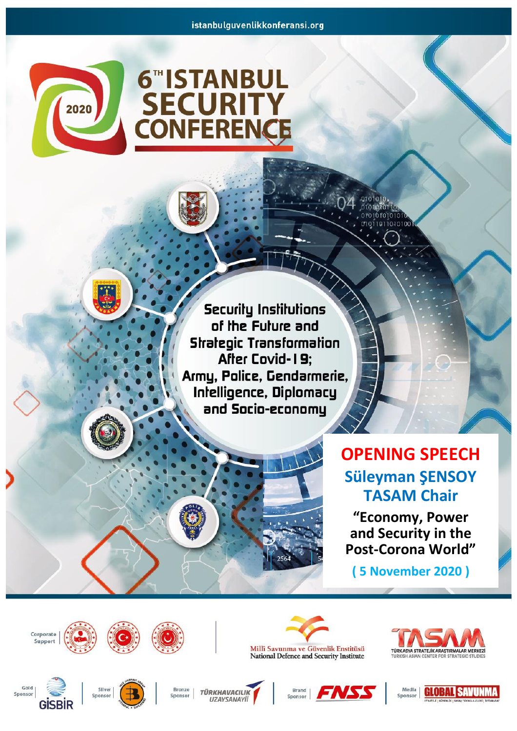istanbulguvenlikkonferansi.org

# 6TH ISTANBUL SECURITY CONFERENCE

2020

**Security Institutions of the Future and Strategic Transformation After Covid-19; Army, Police, Gendarmerie, Intelligence, Diplomacy and Socio-economy**

## OPENING SPEECH

**Süleyman ŞENSOY**
**TASAM Chair**

**"Economy, Power and Security in the Post-Corona World"**

**( 5 November 2020 )**

Corporate Support

Millî Savunma ve Güvenlik Enstitüsü
National Defence and Security Institute

TASAM
TÜRKASYA STRATEJİK ARAŞTIRMALAR MERKEZİ
TURKISH ASIAN CENTER FOR STRATEGIC STUDIES

Gold Sponsor: GİSBİR

Silver Sponsor

Bronze Sponsor: TÜRKHAVACILIK UZAYSANAYİİ

Brand Sponsor: FNSS

Media Sponsor: GLOBAL SAVUNMA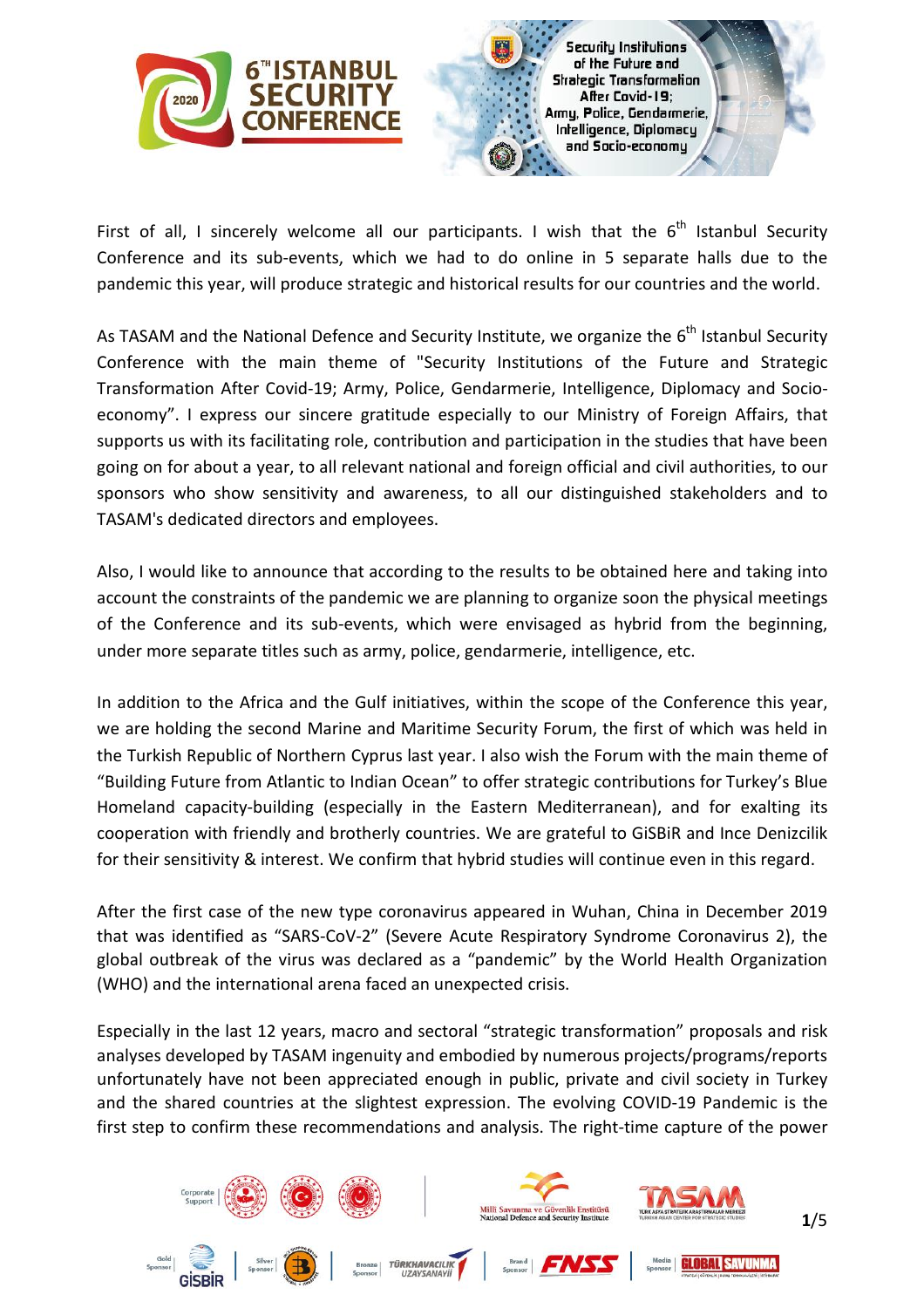First of all, I sincerely welcome all our participants. I wish that the 6th Istanbul Security Conference and its sub-events, which we had to do online in 5 separate halls due to the pandemic this year, will produce strategic and historical results for our countries and the world.

As TASAM and the National Defence and Security Institute, we organize the 6th Istanbul Security Conference with the main theme of "Security Institutions of the Future and Strategic Transformation After Covid-19; Army, Police, Gendarmerie, Intelligence, Diplomacy and Socio-economy". I express our sincere gratitude especially to our Ministry of Foreign Affairs, that supports us with its facilitating role, contribution and participation in the studies that have been going on for about a year, to all relevant national and foreign official and civil authorities, to our sponsors who show sensitivity and awareness, to all our distinguished stakeholders and to TASAM's dedicated directors and employees.

Also, I would like to announce that according to the results to be obtained here and taking into account the constraints of the pandemic we are planning to organize soon the physical meetings of the Conference and its sub-events, which were envisaged as hybrid from the beginning, under more separate titles such as army, police, gendarmerie, intelligence, etc.

In addition to the Africa and the Gulf initiatives, within the scope of the Conference this year, we are holding the second Marine and Maritime Security Forum, the first of which was held in the Turkish Republic of Northern Cyprus last year. I also wish the Forum with the main theme of "Building Future from Atlantic to Indian Ocean" to offer strategic contributions for Turkey's Blue Homeland capacity-building (especially in the Eastern Mediterranean), and for exalting its cooperation with friendly and brotherly countries. We are grateful to GiSBiR and Ince Denizcilik for their sensitivity & interest. We confirm that hybrid studies will continue even in this regard.

After the first case of the new type coronavirus appeared in Wuhan, China in December 2019 that was identified as "SARS-CoV-2" (Severe Acute Respiratory Syndrome Coronavirus 2), the global outbreak of the virus was declared as a "pandemic" by the World Health Organization (WHO) and the international arena faced an unexpected crisis.

Especially in the last 12 years, macro and sectoral "strategic transformation" proposals and risk analyses developed by TASAM ingenuity and embodied by numerous projects/programs/reports unfortunately have not been appreciated enough in public, private and civil society in Turkey and the shared countries at the slightest expression. The evolving COVID-19 Pandemic is the first step to confirm these recommendations and analysis. The right-time capture of the power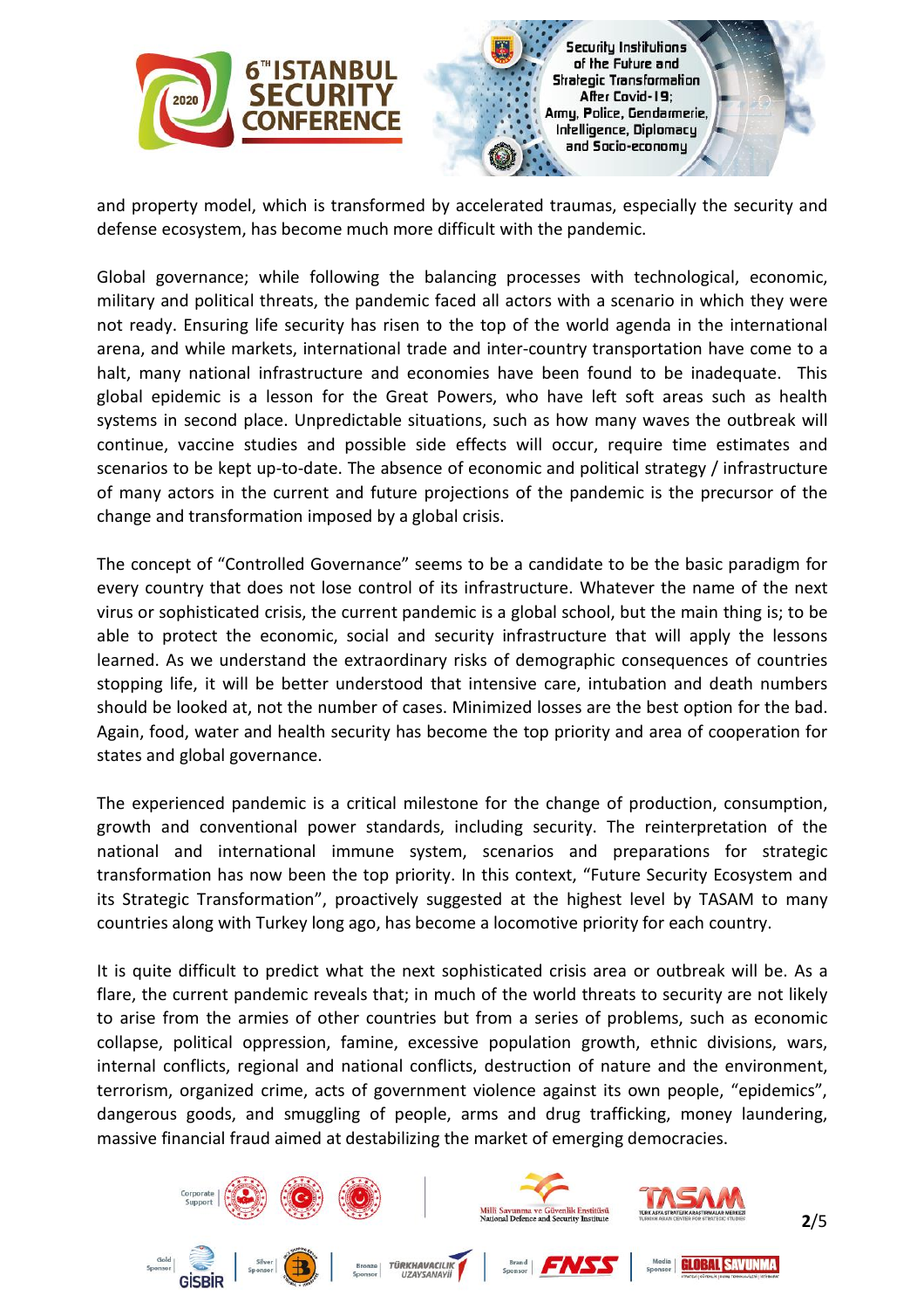and property model, which is transformed by accelerated traumas, especially the security and defense ecosystem, has become much more difficult with the pandemic.

Global governance; while following the balancing processes with technological, economic, military and political threats, the pandemic faced all actors with a scenario in which they were not ready. Ensuring life security has risen to the top of the world agenda in the international arena, and while markets, international trade and inter-country transportation have come to a halt, many national infrastructure and economies have been found to be inadequate. This global epidemic is a lesson for the Great Powers, who have left soft areas such as health systems in second place. Unpredictable situations, such as how many waves the outbreak will continue, vaccine studies and possible side effects will occur, require time estimates and scenarios to be kept up-to-date. The absence of economic and political strategy / infrastructure of many actors in the current and future projections of the pandemic is the precursor of the change and transformation imposed by a global crisis.

The concept of "Controlled Governance" seems to be a candidate to be the basic paradigm for every country that does not lose control of its infrastructure. Whatever the name of the next virus or sophisticated crisis, the current pandemic is a global school, but the main thing is; to be able to protect the economic, social and security infrastructure that will apply the lessons learned. As we understand the extraordinary risks of demographic consequences of countries stopping life, it will be better understood that intensive care, intubation and death numbers should be looked at, not the number of cases. Minimized losses are the best option for the bad. Again, food, water and health security has become the top priority and area of cooperation for states and global governance.

The experienced pandemic is a critical milestone for the change of production, consumption, growth and conventional power standards, including security. The reinterpretation of the national and international immune system, scenarios and preparations for strategic transformation has now been the top priority. In this context, "Future Security Ecosystem and its Strategic Transformation", proactively suggested at the highest level by TASAM to many countries along with Turkey long ago, has become a locomotive priority for each country.

It is quite difficult to predict what the next sophisticated crisis area or outbreak will be. As a flare, the current pandemic reveals that; in much of the world threats to security are not likely to arise from the armies of other countries but from a series of problems, such as economic collapse, political oppression, famine, excessive population growth, ethnic divisions, wars, internal conflicts, regional and national conflicts, destruction of nature and the environment, terrorism, organized crime, acts of government violence against its own people, "epidemics", dangerous goods, and smuggling of people, arms and drug trafficking, money laundering, massive financial fraud aimed at destabilizing the market of emerging democracies.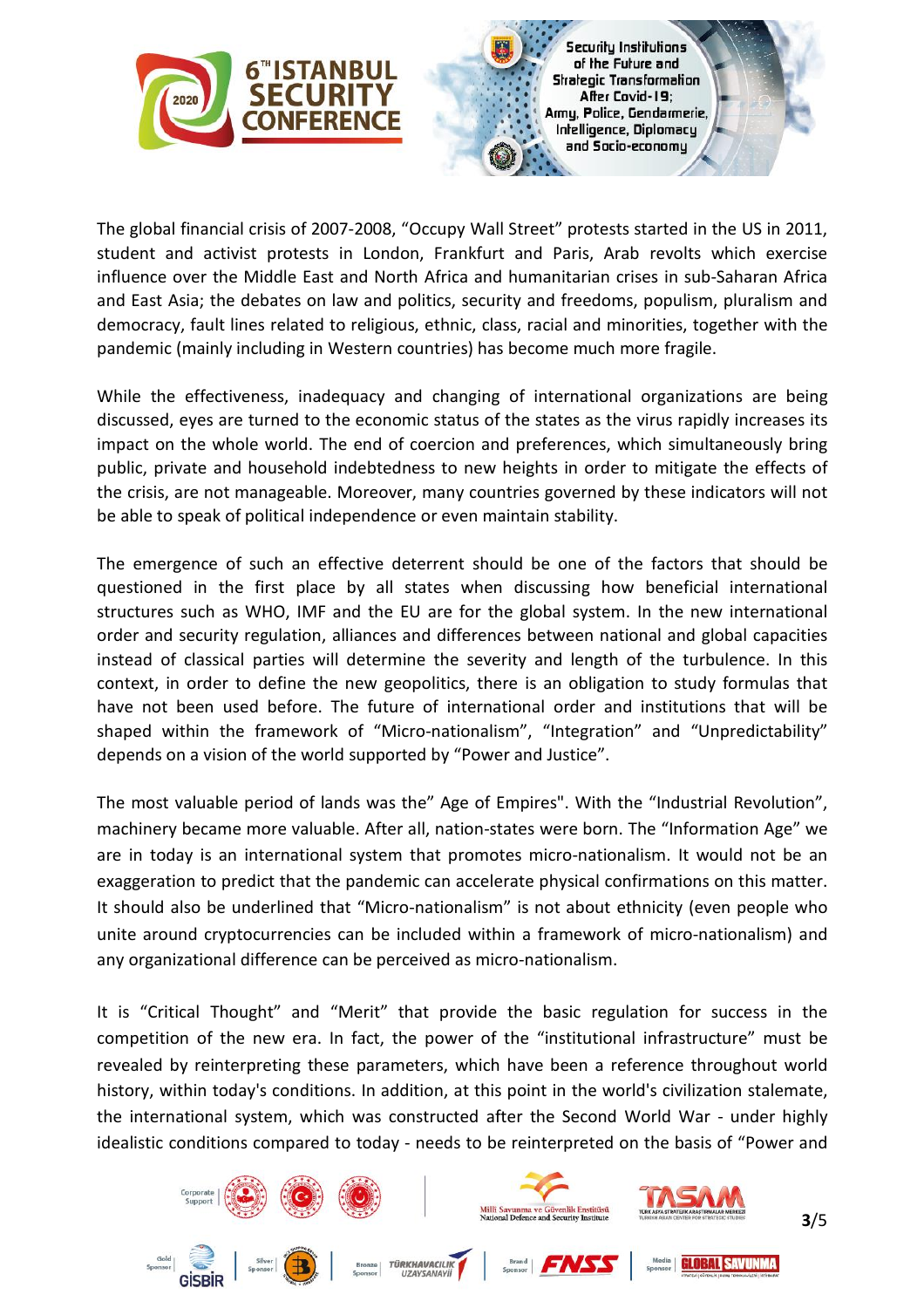The global financial crisis of 2007-2008, "Occupy Wall Street" protests started in the US in 2011, student and activist protests in London, Frankfurt and Paris, Arab revolts which exercise influence over the Middle East and North Africa and humanitarian crises in sub-Saharan Africa and East Asia; the debates on law and politics, security and freedoms, populism, pluralism and democracy, fault lines related to religious, ethnic, class, racial and minorities, together with the pandemic (mainly including in Western countries) has become much more fragile.

While the effectiveness, inadequacy and changing of international organizations are being discussed, eyes are turned to the economic status of the states as the virus rapidly increases its impact on the whole world. The end of coercion and preferences, which simultaneously bring public, private and household indebtedness to new heights in order to mitigate the effects of the crisis, are not manageable. Moreover, many countries governed by these indicators will not be able to speak of political independence or even maintain stability.

The emergence of such an effective deterrent should be one of the factors that should be questioned in the first place by all states when discussing how beneficial international structures such as WHO, IMF and the EU are for the global system. In the new international order and security regulation, alliances and differences between national and global capacities instead of classical parties will determine the severity and length of the turbulence. In this context, in order to define the new geopolitics, there is an obligation to study formulas that have not been used before. The future of international order and institutions that will be shaped within the framework of "Micro-nationalism", "Integration" and "Unpredictability" depends on a vision of the world supported by "Power and Justice".

The most valuable period of lands was the" Age of Empires". With the "Industrial Revolution", machinery became more valuable. After all, nation-states were born. The "Information Age" we are in today is an international system that promotes micro-nationalism. It would not be an exaggeration to predict that the pandemic can accelerate physical confirmations on this matter. It should also be underlined that "Micro-nationalism" is not about ethnicity (even people who unite around cryptocurrencies can be included within a framework of micro-nationalism) and any organizational difference can be perceived as micro-nationalism.

It is "Critical Thought" and "Merit" that provide the basic regulation for success in the competition of the new era. In fact, the power of the "institutional infrastructure" must be revealed by reinterpreting these parameters, which have been a reference throughout world history, within today's conditions. In addition, at this point in the world's civilization stalemate, the international system, which was constructed after the Second World War - under highly idealistic conditions compared to today - needs to be reinterpreted on the basis of "Power and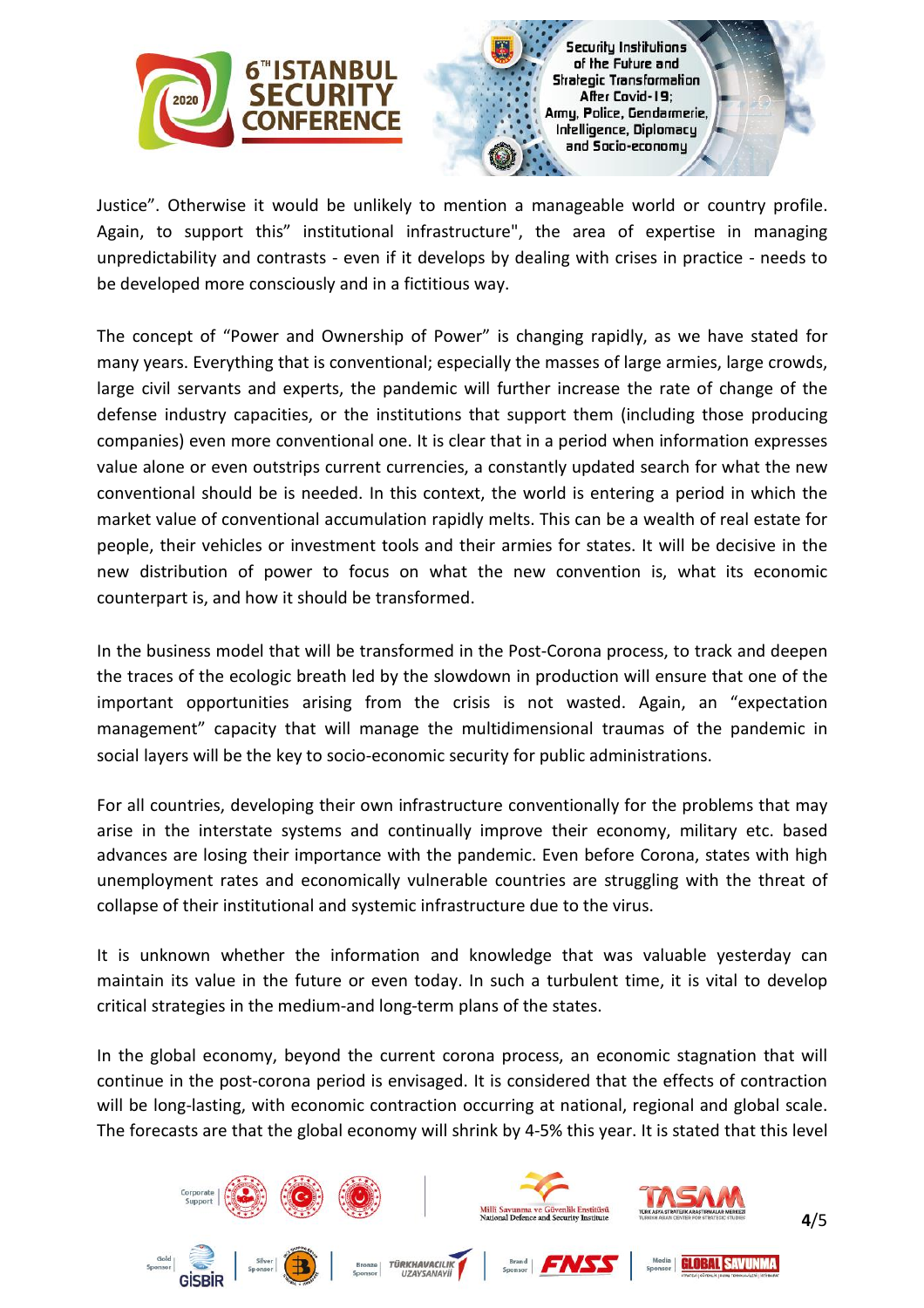Justice". Otherwise it would be unlikely to mention a manageable world or country profile. Again, to support this" institutional infrastructure", the area of expertise in managing unpredictability and contrasts - even if it develops by dealing with crises in practice - needs to be developed more consciously and in a fictitious way.

The concept of "Power and Ownership of Power" is changing rapidly, as we have stated for many years. Everything that is conventional; especially the masses of large armies, large crowds, large civil servants and experts, the pandemic will further increase the rate of change of the defense industry capacities, or the institutions that support them (including those producing companies) even more conventional one. It is clear that in a period when information expresses value alone or even outstrips current currencies, a constantly updated search for what the new conventional should be is needed. In this context, the world is entering a period in which the market value of conventional accumulation rapidly melts. This can be a wealth of real estate for people, their vehicles or investment tools and their armies for states. It will be decisive in the new distribution of power to focus on what the new convention is, what its economic counterpart is, and how it should be transformed.

In the business model that will be transformed in the Post-Corona process, to track and deepen the traces of the ecologic breath led by the slowdown in production will ensure that one of the important opportunities arising from the crisis is not wasted. Again, an "expectation management" capacity that will manage the multidimensional traumas of the pandemic in social layers will be the key to socio-economic security for public administrations.

For all countries, developing their own infrastructure conventionally for the problems that may arise in the interstate systems and continually improve their economy, military etc. based advances are losing their importance with the pandemic. Even before Corona, states with high unemployment rates and economically vulnerable countries are struggling with the threat of collapse of their institutional and systemic infrastructure due to the virus.

It is unknown whether the information and knowledge that was valuable yesterday can maintain its value in the future or even today. In such a turbulent time, it is vital to develop critical strategies in the medium-and long-term plans of the states.

In the global economy, beyond the current corona process, an economic stagnation that will continue in the post-corona period is envisaged. It is considered that the effects of contraction will be long-lasting, with economic contraction occurring at national, regional and global scale. The forecasts are that the global economy will shrink by 4-5% this year. It is stated that this level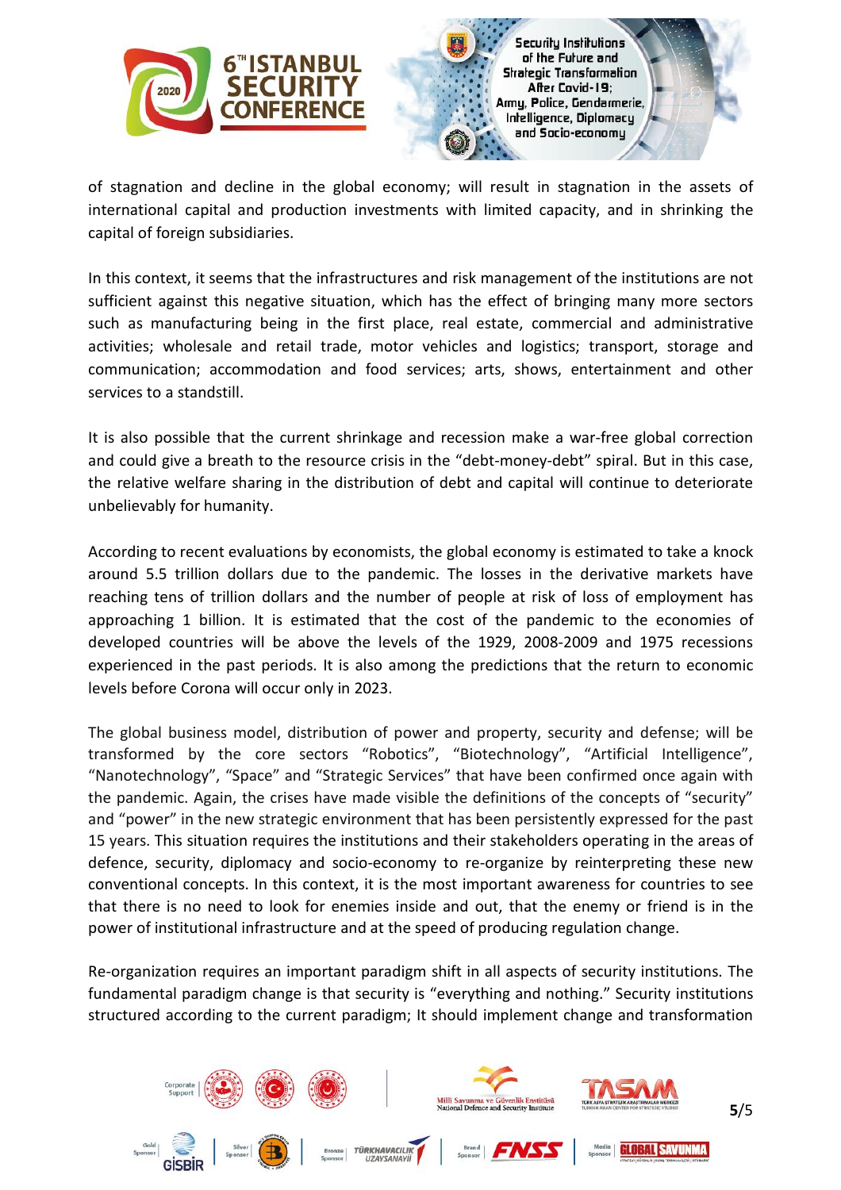of stagnation and decline in the global economy; will result in stagnation in the assets of international capital and production investments with limited capacity, and in shrinking the capital of foreign subsidiaries.

In this context, it seems that the infrastructures and risk management of the institutions are not sufficient against this negative situation, which has the effect of bringing many more sectors such as manufacturing being in the first place, real estate, commercial and administrative activities; wholesale and retail trade, motor vehicles and logistics; transport, storage and communication; accommodation and food services; arts, shows, entertainment and other services to a standstill.

It is also possible that the current shrinkage and recession make a war-free global correction and could give a breath to the resource crisis in the "debt-money-debt" spiral. But in this case, the relative welfare sharing in the distribution of debt and capital will continue to deteriorate unbelievably for humanity.

According to recent evaluations by economists, the global economy is estimated to take a knock around 5.5 trillion dollars due to the pandemic. The losses in the derivative markets have reaching tens of trillion dollars and the number of people at risk of loss of employment has approaching 1 billion. It is estimated that the cost of the pandemic to the economies of developed countries will be above the levels of the 1929, 2008-2009 and 1975 recessions experienced in the past periods. It is also among the predictions that the return to economic levels before Corona will occur only in 2023.

The global business model, distribution of power and property, security and defense; will be transformed by the core sectors "Robotics", "Biotechnology", "Artificial Intelligence", "Nanotechnology", "Space" and "Strategic Services" that have been confirmed once again with the pandemic. Again, the crises have made visible the definitions of the concepts of "security" and "power" in the new strategic environment that has been persistently expressed for the past 15 years. This situation requires the institutions and their stakeholders operating in the areas of defence, security, diplomacy and socio-economy to re-organize by reinterpreting these new conventional concepts. In this context, it is the most important awareness for countries to see that there is no need to look for enemies inside and out, that the enemy or friend is in the power of institutional infrastructure and at the speed of producing regulation change.

Re-organization requires an important paradigm shift in all aspects of security institutions. The fundamental paradigm change is that security is "everything and nothing." Security institutions structured according to the current paradigm; It should implement change and transformation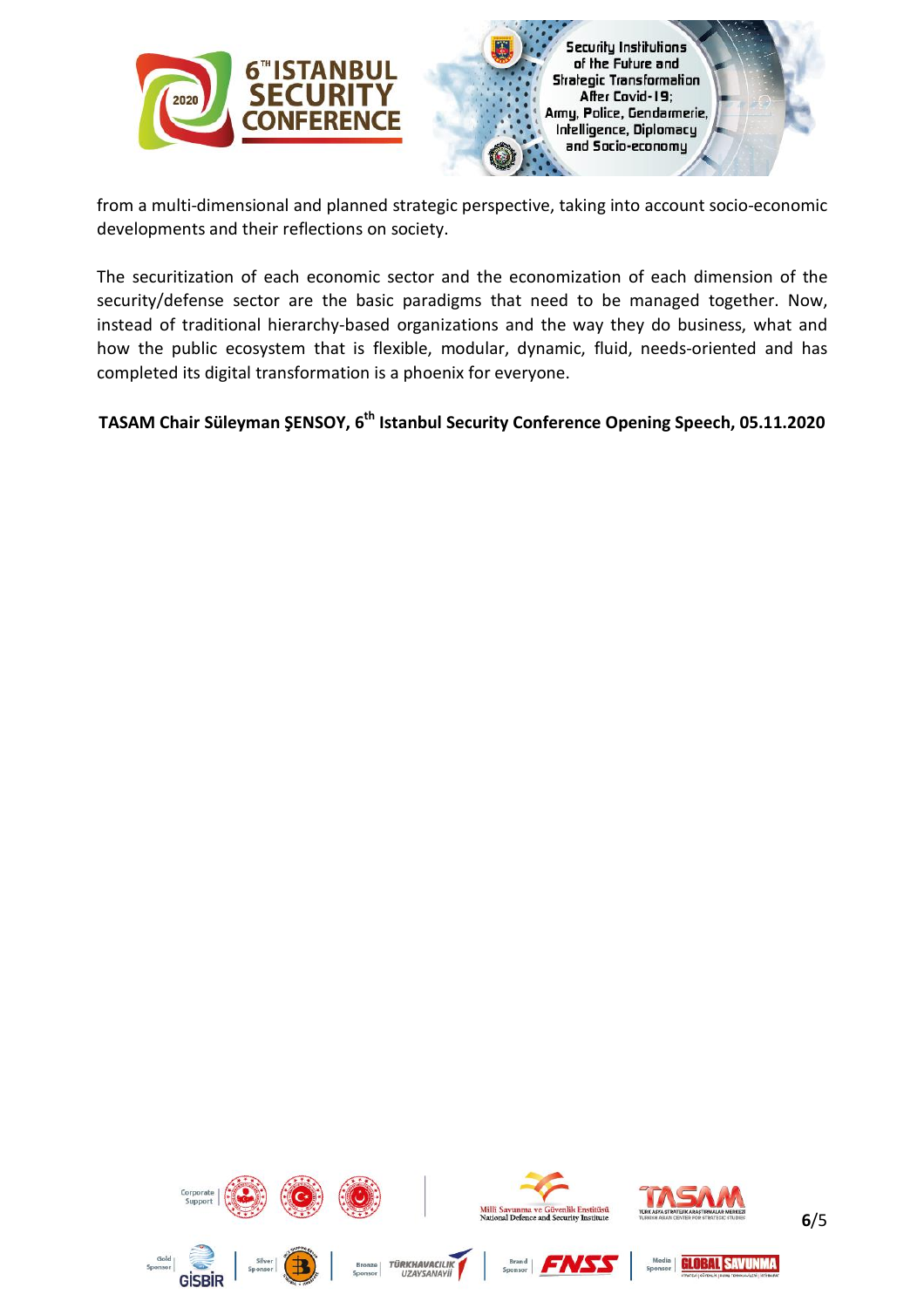from a multi-dimensional and planned strategic perspective, taking into account socio-economic developments and their reflections on society.

The securitization of each economic sector and the economization of each dimension of the security/defense sector are the basic paradigms that need to be managed together. Now, instead of traditional hierarchy-based organizations and the way they do business, what and how the public ecosystem that is flexible, modular, dynamic, fluid, needs-oriented and has completed its digital transformation is a phoenix for everyone.

**TASAM Chair Süleyman ŞENSOY, 6th Istanbul Security Conference Opening Speech, 05.11.2020**